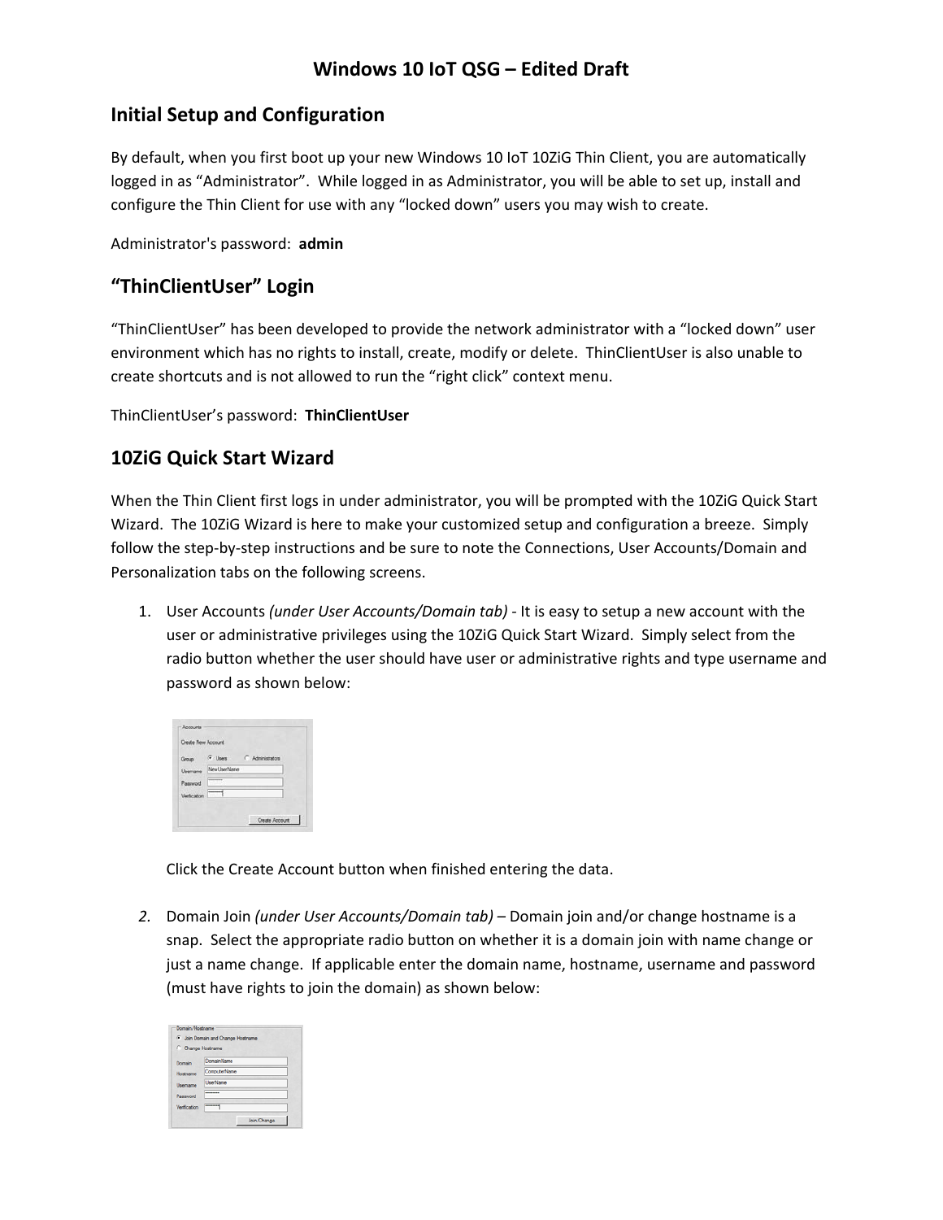# Windows 10 IoT QSG – Edited Draft

## Initial Setup and Configuration

By default, when you first boot up your new Windows 10 IoT 10ZiG Thin Client, you are automatically logged in as "Administrator". While logged in as Administrator, you will be able to set up, install and configure the Thin Client for use with any "locked down" users you may wish to create.

Administrator's password: **admin**

## "ThinClientUser" Login

"ThinClientUser" has been developed to provide the network administrator with a "locked down" user environment which has no rights to install, create, modify or delete. ThinClientUser is also unable to create shortcuts and is not allowed to run the "right click" context menu.

ThinClientUser's password: **ThinClientUser**

## 10ZiG Quick Start Wizard

When the Thin Client first logs in under administrator, you will be prompted with the 10ZiG Quick Start Wizard. The 10ZiG Wizard is here to make your customized setup and configuration a breeze. Simply follow the step-by-step instructions and be sure to note the Connections, User Accounts/Domain and Personalization tabs on the following screens.

1. User Accounts *(under User Accounts/Domain tab)* - It is easy to setup a new account with the user or administrative privileges using the 10ZiG Quick Start Wizard. Simply select from the radio button whether the user should have user or administrative rights and type username and password as shown below:

   Click the Create Account button when finished entering the data.

2. Domain Join *(under User Accounts/Domain tab)* – Domain join and/or change hostname is a snap. Select the appropriate radio button on whether it is a domain join with name change or just a name change. If applicable enter the domain name, hostname, username and password (must have rights to join the domain) as shown below: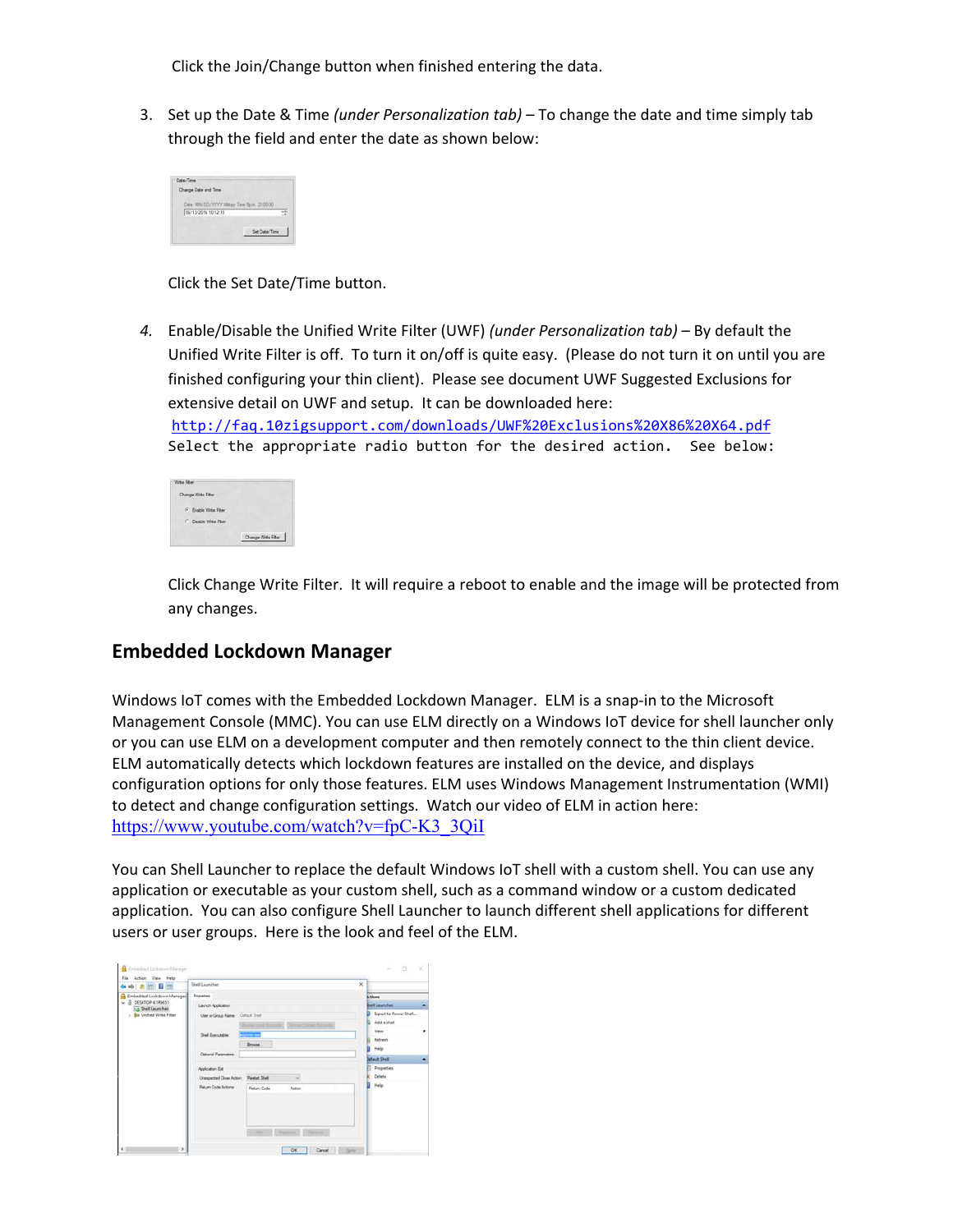Click the Join/Change button when finished entering the data.

3. Set up the Date & Time *(under Personalization tab)* – To change the date and time simply tab through the field and enter the date as shown below:

   Click the Set Date/Time button.

4. Enable/Disable the Unified Write Filter (UWF) *(under Personalization tab)* – By default the Unified Write Filter is off. To turn it on/off is quite easy. (Please do not turn it on until you are finished configuring your thin client). Please see document UWF Suggested Exclusions for extensive detail on UWF and setup. It can be downloaded here: http://faq.10zigsupport.com/downloads/UWF%20Exclusions%20X86%20X64.pdf
   Select the appropriate radio button for the desired action. See below:

   Click Change Write Filter. It will require a reboot to enable and the image will be protected from any changes.

## Embedded Lockdown Manager

Windows IoT comes with the Embedded Lockdown Manager. ELM is a snap-in to the Microsoft Management Console (MMC). You can use ELM directly on a Windows IoT device for shell launcher only or you can use ELM on a development computer and then remotely connect to the thin client device. ELM automatically detects which lockdown features are installed on the device, and displays configuration options for only those features. ELM uses Windows Management Instrumentation (WMI) to detect and change configuration settings. Watch our video of ELM in action here: https://www.youtube.com/watch?v=fpC-K3_3QiI

You can Shell Launcher to replace the default Windows IoT shell with a custom shell. You can use any application or executable as your custom shell, such as a command window or a custom dedicated application. You can also configure Shell Launcher to launch different shell applications for different users or user groups. Here is the look and feel of the ELM.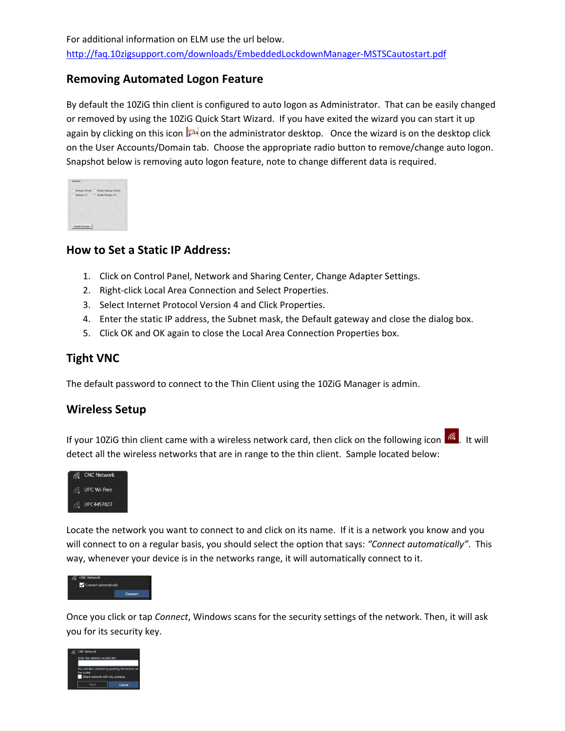For additional information on ELM use the url below.
http://faq.10zigsupport.com/downloads/EmbeddedLockdownManager-MSTSCautostart.pdf

## Removing Automated Logon Feature

By default the 10ZiG thin client is configured to auto logon as Administrator. That can be easily changed or removed by using the 10ZiG Quick Start Wizard. If you have exited the wizard you can start it up again by clicking on this icon on the administrator desktop. Once the wizard is on the desktop click on the User Accounts/Domain tab. Choose the appropriate radio button to remove/change auto logon. Snapshot below is removing auto logon feature, note to change different data is required.

## How to Set a Static IP Address:

1. Click on Control Panel, Network and Sharing Center, Change Adapter Settings.
2. Right-click Local Area Connection and Select Properties.
3. Select Internet Protocol Version 4 and Click Properties.
4. Enter the static IP address, the Subnet mask, the Default gateway and close the dialog box.
5. Click OK and OK again to close the Local Area Connection Properties box.

## Tight VNC

The default password to connect to the Thin Client using the 10ZiG Manager is admin.

## Wireless Setup

If your 10ZiG thin client came with a wireless network card, then click on the following icon . It will detect all the wireless networks that are in range to the thin client. Sample located below:

Locate the network you want to connect to and click on its name. If it is a network you know and you will connect to on a regular basis, you should select the option that says: *"Connect automatically"*. This way, whenever your device is in the networks range, it will automatically connect to it.

Once you click or tap *Connect*, Windows scans for the security settings of the network. Then, it will ask you for its security key.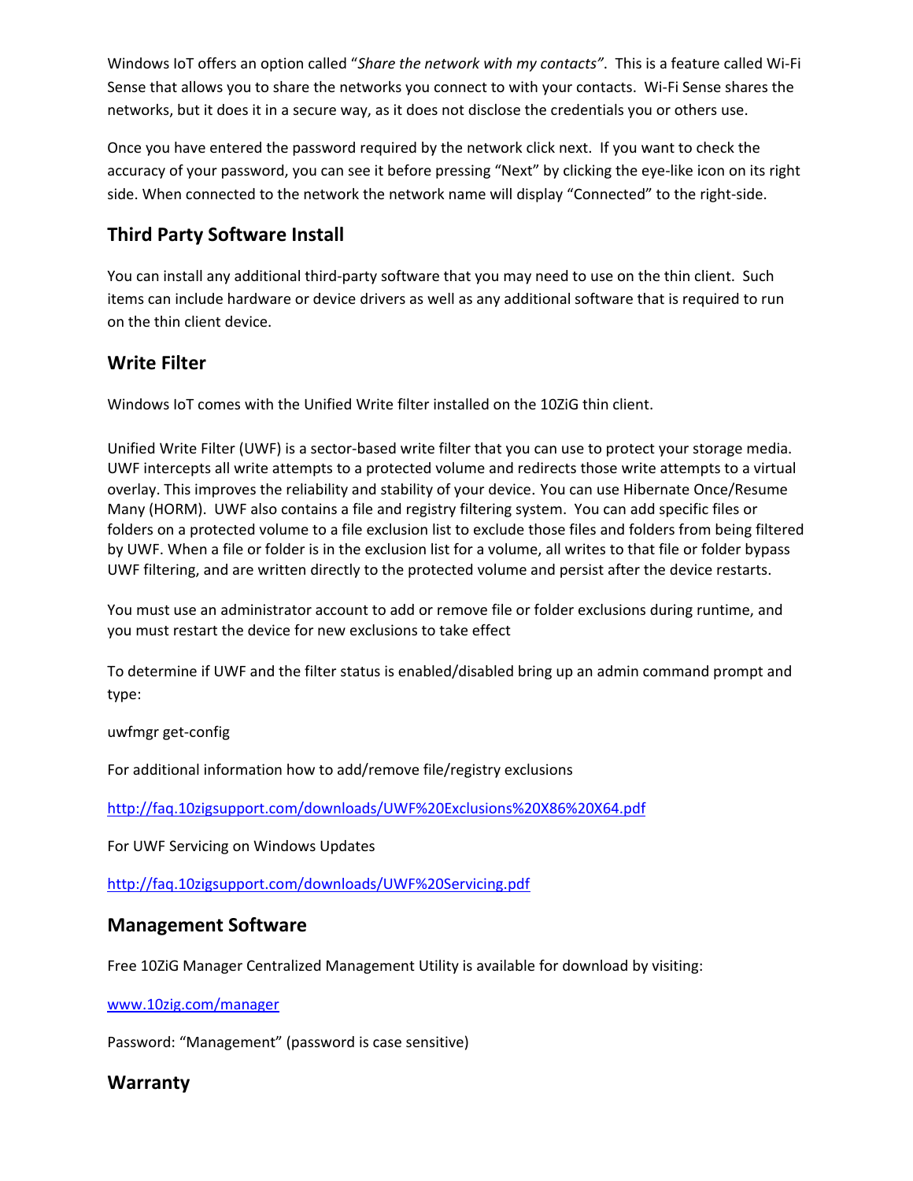Windows IoT offers an option called "*Share the network with my contacts"*. This is a feature called Wi-Fi Sense that allows you to share the networks you connect to with your contacts. Wi-Fi Sense shares the networks, but it does it in a secure way, as it does not disclose the credentials you or others use.

Once you have entered the password required by the network click next. If you want to check the accuracy of your password, you can see it before pressing "Next" by clicking the eye-like icon on its right side. When connected to the network the network name will display "Connected" to the right-side.

## Third Party Software Install

You can install any additional third-party software that you may need to use on the thin client. Such items can include hardware or device drivers as well as any additional software that is required to run on the thin client device.

## Write Filter

Windows IoT comes with the Unified Write filter installed on the 10ZiG thin client.

Unified Write Filter (UWF) is a sector-based write filter that you can use to protect your storage media. UWF intercepts all write attempts to a protected volume and redirects those write attempts to a virtual overlay. This improves the reliability and stability of your device. You can use Hibernate Once/Resume Many (HORM). UWF also contains a file and registry filtering system. You can add specific files or folders on a protected volume to a file exclusion list to exclude those files and folders from being filtered by UWF. When a file or folder is in the exclusion list for a volume, all writes to that file or folder bypass UWF filtering, and are written directly to the protected volume and persist after the device restarts.

You must use an administrator account to add or remove file or folder exclusions during runtime, and you must restart the device for new exclusions to take effect

To determine if UWF and the filter status is enabled/disabled bring up an admin command prompt and type:

uwfmgr get-config

For additional information how to add/remove file/registry exclusions

http://faq.10zigsupport.com/downloads/UWF%20Exclusions%20X86%20X64.pdf

For UWF Servicing on Windows Updates

http://faq.10zigsupport.com/downloads/UWF%20Servicing.pdf

## Management Software

Free 10ZiG Manager Centralized Management Utility is available for download by visiting:

www.10zig.com/manager

Password: "Management" (password is case sensitive)

## Warranty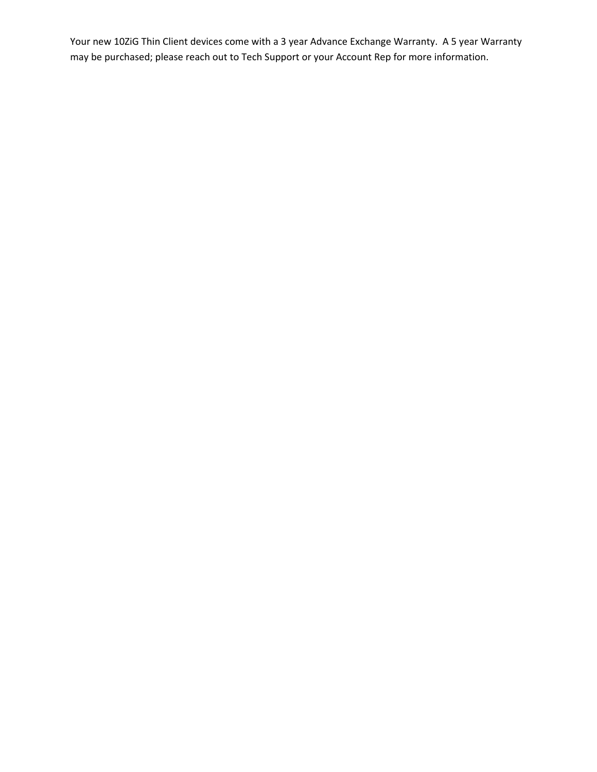Your new 10ZiG Thin Client devices come with a 3 year Advance Exchange Warranty. A 5 year Warranty may be purchased; please reach out to Tech Support or your Account Rep for more information.